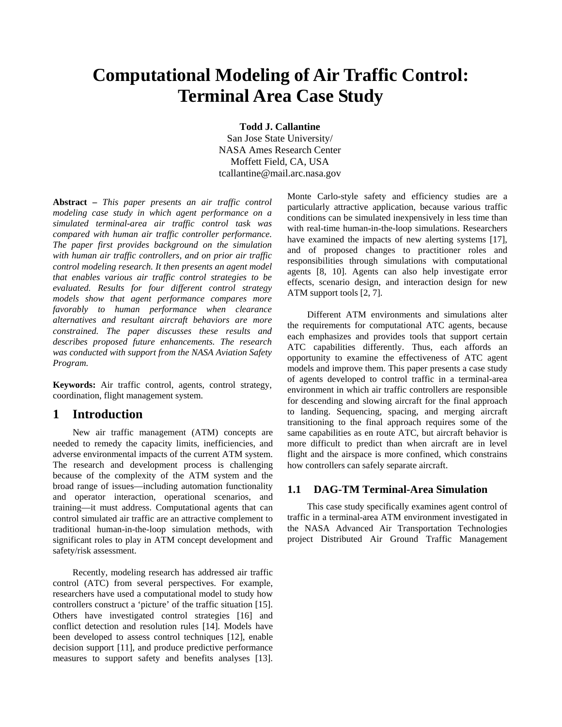# Computational Modeling of Air Traffic Control: Terminal Area Case Study

**Todd J. Callantine**
San Jose State University/
NASA Ames Research Center
Moffett Field, CA, USA
tcallantine@mail.arc.nasa.gov

**Abstract –** *This paper presents an air traffic control modeling case study in which agent performance on a simulated terminal-area air traffic control task was compared with human air traffic controller performance. The paper first provides background on the simulation with human air traffic controllers, and on prior air traffic control modeling research. It then presents an agent model that enables various air traffic control strategies to be evaluated. Results for four different control strategy models show that agent performance compares more favorably to human performance when clearance alternatives and resultant aircraft behaviors are more constrained. The paper discusses these results and describes proposed future enhancements. The research was conducted with support from the NASA Aviation Safety Program.*

**Keywords:** Air traffic control, agents, control strategy, coordination, flight management system.

## 1 Introduction

New air traffic management (ATM) concepts are needed to remedy the capacity limits, inefficiencies, and adverse environmental impacts of the current ATM system. The research and development process is challenging because of the complexity of the ATM system and the broad range of issues—including automation functionality and operator interaction, operational scenarios, and training—it must address. Computational agents that can control simulated air traffic are an attractive complement to traditional human-in-the-loop simulation methods, with significant roles to play in ATM concept development and safety/risk assessment.

Recently, modeling research has addressed air traffic control (ATC) from several perspectives. For example, researchers have used a computational model to study how controllers construct a 'picture' of the traffic situation [15]. Others have investigated control strategies [16] and conflict detection and resolution rules [14]. Models have been developed to assess control techniques [12], enable decision support [11], and produce predictive performance measures to support safety and benefits analyses [13]. Monte Carlo-style safety and efficiency studies are a particularly attractive application, because various traffic conditions can be simulated inexpensively in less time than with real-time human-in-the-loop simulations. Researchers have examined the impacts of new alerting systems [17], and of proposed changes to practitioner roles and responsibilities through simulations with computational agents [8, 10]. Agents can also help investigate error effects, scenario design, and interaction design for new ATM support tools [2, 7].

Different ATM environments and simulations alter the requirements for computational ATC agents, because each emphasizes and provides tools that support certain ATC capabilities differently. Thus, each affords an opportunity to examine the effectiveness of ATC agent models and improve them. This paper presents a case study of agents developed to control traffic in a terminal-area environment in which air traffic controllers are responsible for descending and slowing aircraft for the final approach to landing. Sequencing, spacing, and merging aircraft transitioning to the final approach requires some of the same capabilities as en route ATC, but aircraft behavior is more difficult to predict than when aircraft are in level flight and the airspace is more confined, which constrains how controllers can safely separate aircraft.

### 1.1 DAG-TM Terminal-Area Simulation

This case study specifically examines agent control of traffic in a terminal-area ATM environment investigated in the NASA Advanced Air Transportation Technologies project Distributed Air Ground Traffic Management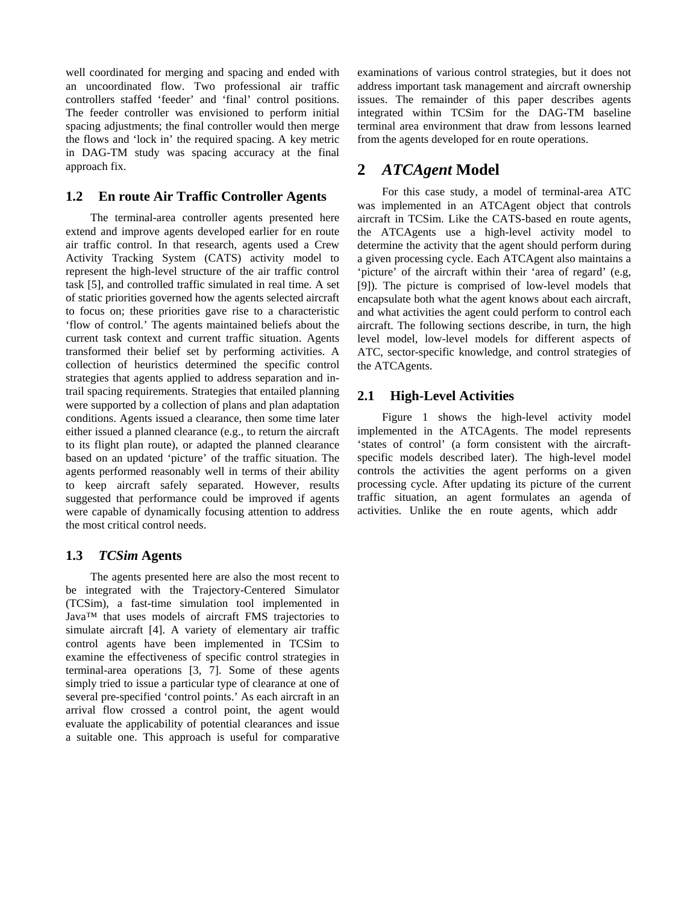well coordinated for merging and spacing and ended with an uncoordinated flow. Two professional air traffic controllers staffed 'feeder' and 'final' control positions. The feeder controller was envisioned to perform initial spacing adjustments; the final controller would then merge the flows and 'lock in' the required spacing. A key metric in DAG-TM study was spacing accuracy at the final approach fix.

### 1.2 En route Air Traffic Controller Agents

The terminal-area controller agents presented here extend and improve agents developed earlier for en route air traffic control. In that research, agents used a Crew Activity Tracking System (CATS) activity model to represent the high-level structure of the air traffic control task [5], and controlled traffic simulated in real time. A set of static priorities governed how the agents selected aircraft to focus on; these priorities gave rise to a characteristic 'flow of control.' The agents maintained beliefs about the current task context and current traffic situation. Agents transformed their belief set by performing activities. A collection of heuristics determined the specific control strategies that agents applied to address separation and in-trail spacing requirements. Strategies that entailed planning were supported by a collection of plans and plan adaptation conditions. Agents issued a clearance, then some time later either issued a planned clearance (e.g., to return the aircraft to its flight plan route), or adapted the planned clearance based on an updated 'picture' of the traffic situation. The agents performed reasonably well in terms of their ability to keep aircraft safely separated. However, results suggested that performance could be improved if agents were capable of dynamically focusing attention to address the most critical control needs.

### 1.3 *TCSim* Agents

The agents presented here are also the most recent to be integrated with the Trajectory-Centered Simulator (TCSim), a fast-time simulation tool implemented in Java™ that uses models of aircraft FMS trajectories to simulate aircraft [4]. A variety of elementary air traffic control agents have been implemented in TCSim to examine the effectiveness of specific control strategies in terminal-area operations [3, 7]. Some of these agents simply tried to issue a particular type of clearance at one of several pre-specified 'control points.' As each aircraft in an arrival flow crossed a control point, the agent would evaluate the applicability of potential clearances and issue a suitable one. This approach is useful for comparative examinations of various control strategies, but it does not address important task management and aircraft ownership issues. The remainder of this paper describes agents integrated within TCSim for the DAG-TM baseline terminal area environment that draw from lessons learned from the agents developed for en route operations.

## 2 *ATCAgent* Model

For this case study, a model of terminal-area ATC was implemented in an ATCAgent object that controls aircraft in TCSim. Like the CATS-based en route agents, the ATCAgents use a high-level activity model to determine the activity that the agent should perform during a given processing cycle. Each ATCAgent also maintains a 'picture' of the aircraft within their 'area of regard' (e.g, [9]). The picture is comprised of low-level models that encapsulate both what the agent knows about each aircraft, and what activities the agent could perform to control each aircraft. The following sections describe, in turn, the high level model, low-level models for different aspects of ATC, sector-specific knowledge, and control strategies of the ATCAgents.

### 2.1 High-Level Activities

Figure 1 shows the high-level activity model implemented in the ATCAgents. The model represents 'states of control' (a form consistent with the aircraft-specific models described later). The high-level model controls the activities the agent performs on a given processing cycle. After updating its picture of the current traffic situation, an agent formulates an agenda of activities. Unlike the en route agents, which addr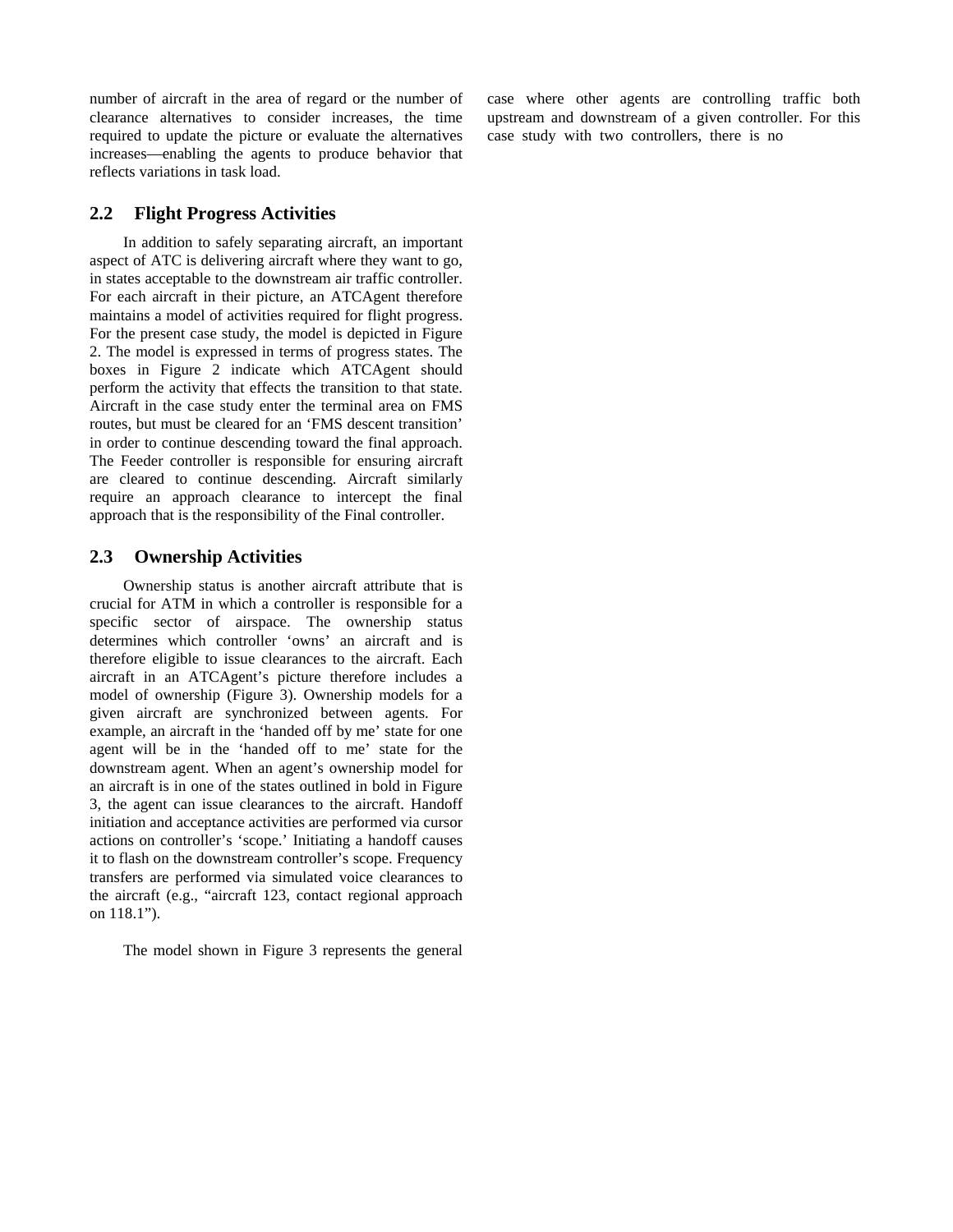number of aircraft in the area of regard or the number of clearance alternatives to consider increases, the time required to update the picture or evaluate the alternatives increases—enabling the agents to produce behavior that reflects variations in task load.

## 2.2 Flight Progress Activities

In addition to safely separating aircraft, an important aspect of ATC is delivering aircraft where they want to go, in states acceptable to the downstream air traffic controller. For each aircraft in their picture, an ATCAgent therefore maintains a model of activities required for flight progress. For the present case study, the model is depicted in Figure 2. The model is expressed in terms of progress states. The boxes in Figure 2 indicate which ATCAgent should perform the activity that effects the transition to that state. Aircraft in the case study enter the terminal area on FMS routes, but must be cleared for an 'FMS descent transition' in order to continue descending toward the final approach. The Feeder controller is responsible for ensuring aircraft are cleared to continue descending. Aircraft similarly require an approach clearance to intercept the final approach that is the responsibility of the Final controller.

## 2.3 Ownership Activities

Ownership status is another aircraft attribute that is crucial for ATM in which a controller is responsible for a specific sector of airspace. The ownership status determines which controller 'owns' an aircraft and is therefore eligible to issue clearances to the aircraft. Each aircraft in an ATCAgent's picture therefore includes a model of ownership (Figure 3). Ownership models for a given aircraft are synchronized between agents. For example, an aircraft in the 'handed off by me' state for one agent will be in the 'handed off to me' state for the downstream agent. When an agent's ownership model for an aircraft is in one of the states outlined in bold in Figure 3, the agent can issue clearances to the aircraft. Handoff initiation and acceptance activities are performed via cursor actions on controller's 'scope.' Initiating a handoff causes it to flash on the downstream controller's scope. Frequency transfers are performed via simulated voice clearances to the aircraft (e.g., "aircraft 123, contact regional approach on 118.1").

The model shown in Figure 3 represents the general case where other agents are controlling traffic both upstream and downstream of a given controller. For this case study with two controllers, there is no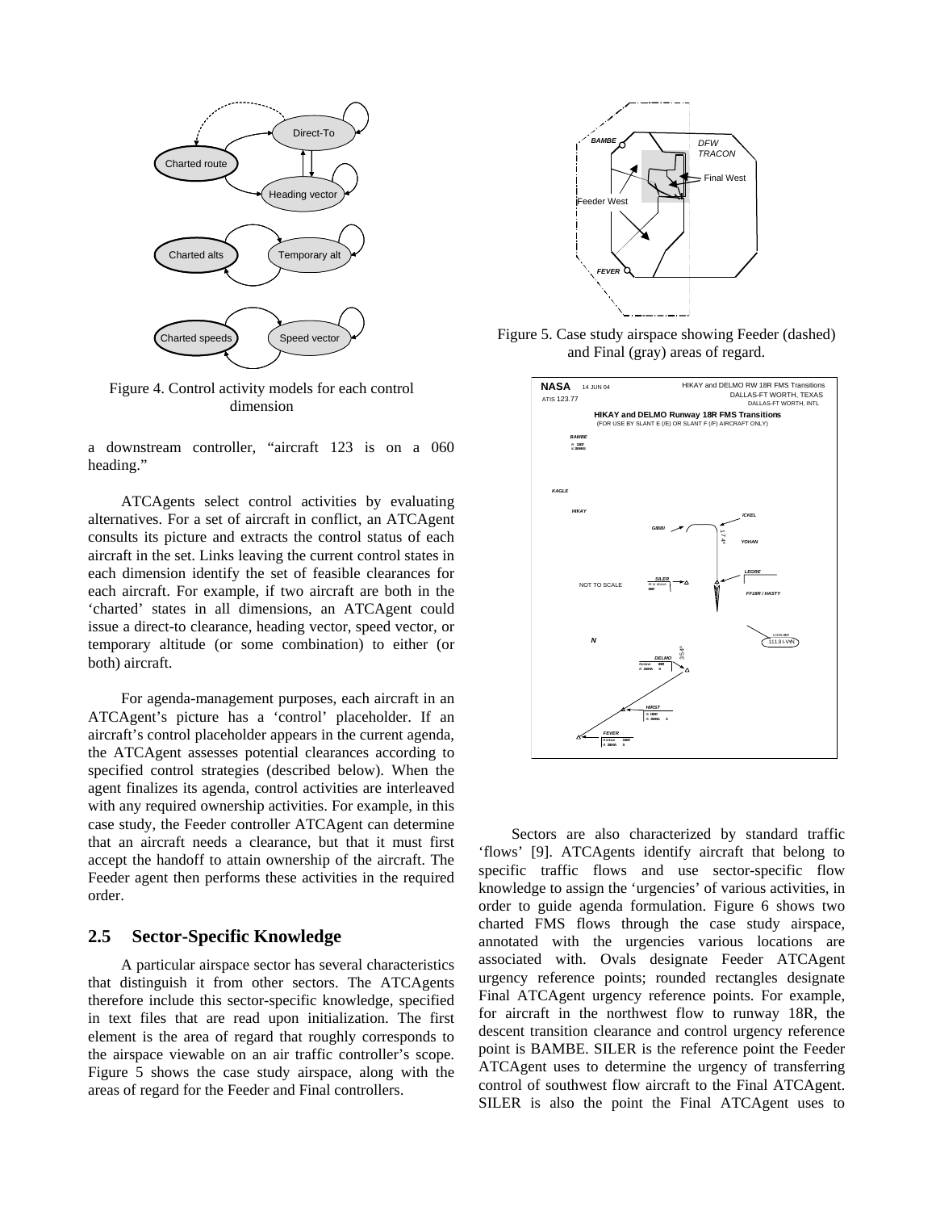Figure 4. Control activity models for each control dimension

a downstream controller, "aircraft 123 is on a 060 heading."

ATCAgents select control activities by evaluating alternatives. For a set of aircraft in conflict, an ATCAgent consults its picture and extracts the control status of each aircraft in the set. Links leaving the current control states in each dimension identify the set of feasible clearances for each aircraft. For example, if two aircraft are both in the 'charted' states in all dimensions, an ATCAgent could issue a direct-to clearance, heading vector, speed vector, or temporary altitude (or some combination) to either (or both) aircraft.

For agenda-management purposes, each aircraft in an ATCAgent's picture has a 'control' placeholder. If an aircraft's control placeholder appears in the current agenda, the ATCAgent assesses potential clearances according to specified control strategies (described below). When the agent finalizes its agenda, control activities are interleaved with any required ownership activities. For example, in this case study, the Feeder controller ATCAgent can determine that an aircraft needs a clearance, but that it must first accept the handoff to attain ownership of the aircraft. The Feeder agent then performs these activities in the required order.

## 2.5 Sector-Specific Knowledge

A particular airspace sector has several characteristics that distinguish it from other sectors. The ATCAgents therefore include this sector-specific knowledge, specified in text files that are read upon initialization. The first element is the area of regard that roughly corresponds to the airspace viewable on an air traffic controller's scope. Figure 5 shows the case study airspace, along with the areas of regard for the Feeder and Final controllers.

Figure 5. Case study airspace showing Feeder (dashed) and Final (gray) areas of regard.

Sectors are also characterized by standard traffic 'flows' [9]. ATCAgents identify aircraft that belong to specific traffic flows and use sector-specific flow knowledge to assign the 'urgencies' of various activities, in order to guide agenda formulation. Figure 6 shows two charted FMS flows through the case study airspace, annotated with the urgencies various locations are associated with. Ovals designate Feeder ATCAgent urgency reference points; rounded rectangles designate Final ATCAgent urgency reference points. For example, for aircraft in the northwest flow to runway 18R, the descent transition clearance and control urgency reference point is BAMBE. SILER is the reference point the Feeder ATCAgent uses to determine the urgency of transferring control of southwest flow aircraft to the Final ATCAgent. SILER is also the point the Final ATCAgent uses to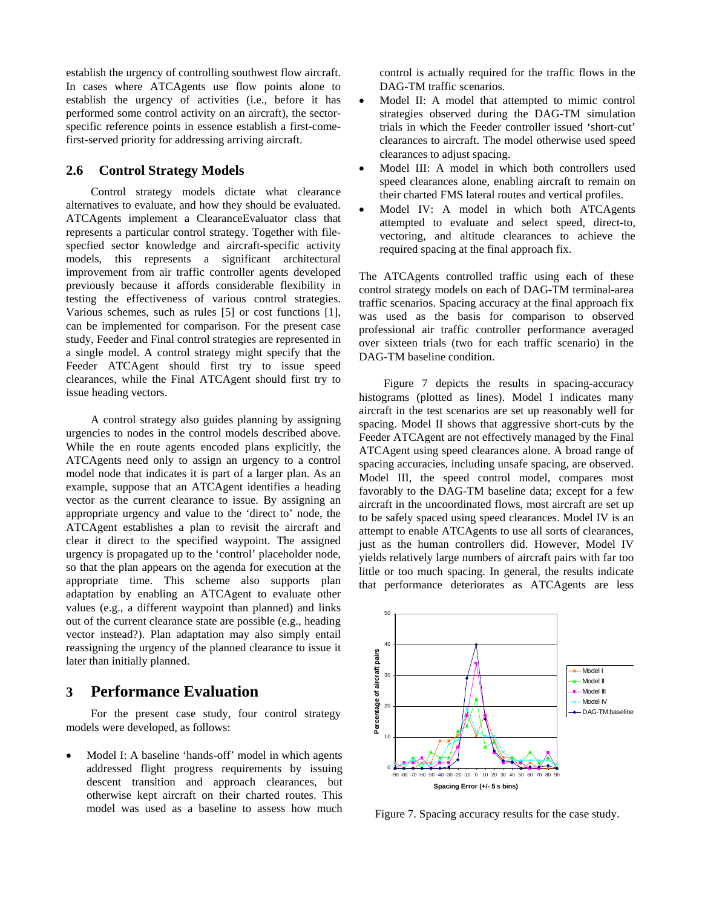establish the urgency of controlling southwest flow aircraft. In cases where ATCAgents use flow points alone to establish the urgency of activities (i.e., before it has performed some control activity on an aircraft), the sector-specific reference points in essence establish a first-come-first-served priority for addressing arriving aircraft.

## 2.6 Control Strategy Models

Control strategy models dictate what clearance alternatives to evaluate, and how they should be evaluated. ATCAgents implement a ClearanceEvaluator class that represents a particular control strategy. Together with file-specfied sector knowledge and aircraft-specific activity models, this represents a significant architectural improvement from air traffic controller agents developed previously because it affords considerable flexibility in testing the effectiveness of various control strategies. Various schemes, such as rules [5] or cost functions [1], can be implemented for comparison. For the present case study, Feeder and Final control strategies are represented in a single model. A control strategy might specify that the Feeder ATCAgent should first try to issue speed clearances, while the Final ATCAgent should first try to issue heading vectors.

A control strategy also guides planning by assigning urgencies to nodes in the control models described above. While the en route agents encoded plans explicitly, the ATCAgents need only to assign an urgency to a control model node that indicates it is part of a larger plan. As an example, suppose that an ATCAgent identifies a heading vector as the current clearance to issue. By assigning an appropriate urgency and value to the 'direct to' node, the ATCAgent establishes a plan to revisit the aircraft and clear it direct to the specified waypoint. The assigned urgency is propagated up to the 'control' placeholder node, so that the plan appears on the agenda for execution at the appropriate time. This scheme also supports plan adaptation by enabling an ATCAgent to evaluate other values (e.g., a different waypoint than planned) and links out of the current clearance state are possible (e.g., heading vector instead?). Plan adaptation may also simply entail reassigning the urgency of the planned clearance to issue it later than initially planned.

# 3 Performance Evaluation

For the present case study, four control strategy models were developed, as follows:

- Model I: A baseline 'hands-off' model in which agents addressed flight progress requirements by issuing descent transition and approach clearances, but otherwise kept aircraft on their charted routes. This model was used as a baseline to assess how much control is actually required for the traffic flows in the DAG-TM traffic scenarios.
- Model II: A model that attempted to mimic control strategies observed during the DAG-TM simulation trials in which the Feeder controller issued 'short-cut' clearances to aircraft. The model otherwise used speed clearances to adjust spacing.
- Model III: A model in which both controllers used speed clearances alone, enabling aircraft to remain on their charted FMS lateral routes and vertical profiles.
- Model IV: A model in which both ATCAgents attempted to evaluate and select speed, direct-to, vectoring, and altitude clearances to achieve the required spacing at the final approach fix.

The ATCAgents controlled traffic using each of these control strategy models on each of DAG-TM terminal-area traffic scenarios. Spacing accuracy at the final approach fix was used as the basis for comparison to observed professional air traffic controller performance averaged over sixteen trials (two for each traffic scenario) in the DAG-TM baseline condition.

Figure 7 depicts the results in spacing-accuracy histograms (plotted as lines). Model I indicates many aircraft in the test scenarios are set up reasonably well for spacing. Model II shows that aggressive short-cuts by the Feeder ATCAgent are not effectively managed by the Final ATCAgent using speed clearances alone. A broad range of spacing accuracies, including unsafe spacing, are observed. Model III, the speed control model, compares most favorably to the DAG-TM baseline data; except for a few aircraft in the uncoordinated flows, most aircraft are set up to be safely spaced using speed clearances. Model IV is an attempt to enable ATCAgents to use all sorts of clearances, just as the human controllers did. However, Model IV yields relatively large numbers of aircraft pairs with far too little or too much spacing. In general, the results indicate that performance deteriorates as ATCAgents are less

Percentage of aircraft pairs
50
40
30
20
10
0
-90 -80 -70 -60 -50 -40 -30 -20 -10 0 10 20 30 40 50 60 70 80 90
Spacing Error (+/- 5 s bins)
Model I
Model II
Model III
Model IV
DAG-TM baseline

Figure 7. Spacing accuracy results for the case study.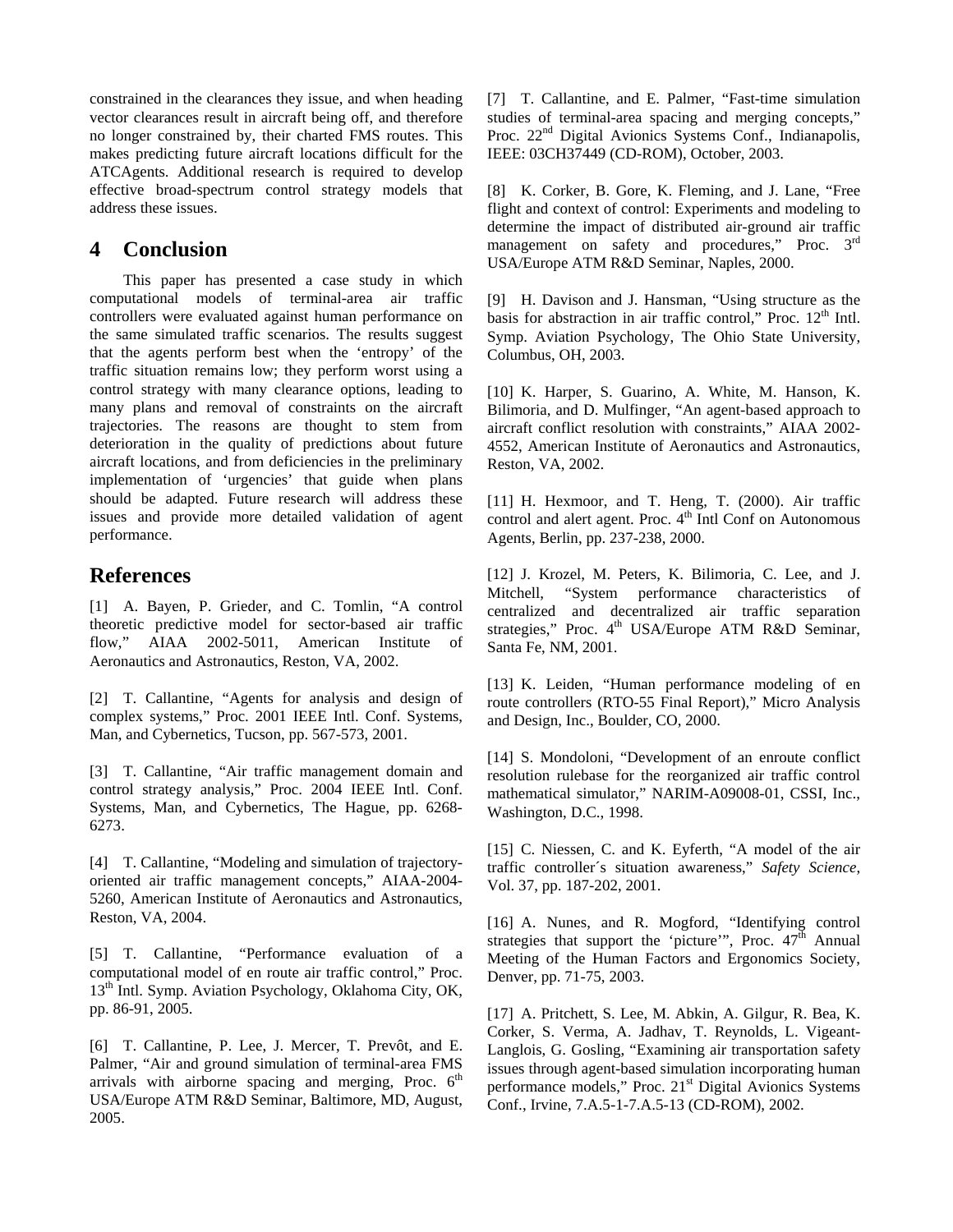constrained in the clearances they issue, and when heading vector clearances result in aircraft being off, and therefore no longer constrained by, their charted FMS routes. This makes predicting future aircraft locations difficult for the ATCAgents. Additional research is required to develop effective broad-spectrum control strategy models that address these issues.

# 4 Conclusion

This paper has presented a case study in which computational models of terminal-area air traffic controllers were evaluated against human performance on the same simulated traffic scenarios. The results suggest that the agents perform best when the 'entropy' of the traffic situation remains low; they perform worst using a control strategy with many clearance options, leading to many plans and removal of constraints on the aircraft trajectories. The reasons are thought to stem from deterioration in the quality of predictions about future aircraft locations, and from deficiencies in the preliminary implementation of 'urgencies' that guide when plans should be adapted. Future research will address these issues and provide more detailed validation of agent performance.

# References

[1] A. Bayen, P. Grieder, and C. Tomlin, "A control theoretic predictive model for sector-based air traffic flow," AIAA 2002-5011, American Institute of Aeronautics and Astronautics, Reston, VA, 2002.

[2] T. Callantine, "Agents for analysis and design of complex systems," Proc. 2001 IEEE Intl. Conf. Systems, Man, and Cybernetics, Tucson, pp. 567-573, 2001.

[3] T. Callantine, "Air traffic management domain and control strategy analysis," Proc. 2004 IEEE Intl. Conf. Systems, Man, and Cybernetics, The Hague, pp. 6268-6273.

[4] T. Callantine, "Modeling and simulation of trajectory-oriented air traffic management concepts," AIAA-2004-5260, American Institute of Aeronautics and Astronautics, Reston, VA, 2004.

[5] T. Callantine, "Performance evaluation of a computational model of en route air traffic control," Proc. 13th Intl. Symp. Aviation Psychology, Oklahoma City, OK, pp. 86-91, 2005.

[6] T. Callantine, P. Lee, J. Mercer, T. Prevôt, and E. Palmer, "Air and ground simulation of terminal-area FMS arrivals with airborne spacing and merging, Proc. 6th USA/Europe ATM R&D Seminar, Baltimore, MD, August, 2005.

[7] T. Callantine, and E. Palmer, "Fast-time simulation studies of terminal-area spacing and merging concepts," Proc. 22nd Digital Avionics Systems Conf., Indianapolis, IEEE: 03CH37449 (CD-ROM), October, 2003.

[8] K. Corker, B. Gore, K. Fleming, and J. Lane, "Free flight and context of control: Experiments and modeling to determine the impact of distributed air-ground air traffic management on safety and procedures," Proc. 3rd USA/Europe ATM R&D Seminar, Naples, 2000.

[9] H. Davison and J. Hansman, "Using structure as the basis for abstraction in air traffic control," Proc. 12th Intl. Symp. Aviation Psychology, The Ohio State University, Columbus, OH, 2003.

[10] K. Harper, S. Guarino, A. White, M. Hanson, K. Bilimoria, and D. Mulfinger, "An agent-based approach to aircraft conflict resolution with constraints," AIAA 2002-4552, American Institute of Aeronautics and Astronautics, Reston, VA, 2002.

[11] H. Hexmoor, and T. Heng, T. (2000). Air traffic control and alert agent. Proc. 4th Intl Conf on Autonomous Agents, Berlin, pp. 237-238, 2000.

[12] J. Krozel, M. Peters, K. Bilimoria, C. Lee, and J. Mitchell, "System performance characteristics of centralized and decentralized air traffic separation strategies," Proc. 4th USA/Europe ATM R&D Seminar, Santa Fe, NM, 2001.

[13] K. Leiden, "Human performance modeling of en route controllers (RTO-55 Final Report)," Micro Analysis and Design, Inc., Boulder, CO, 2000.

[14] S. Mondoloni, "Development of an enroute conflict resolution rulebase for the reorganized air traffic control mathematical simulator," NARIM-A09008-01, CSSI, Inc., Washington, D.C., 1998.

[15] C. Niessen, C. and K. Eyferth, "A model of the air traffic controller´s situation awareness," *Safety Science*, Vol. 37, pp. 187-202, 2001.

[16] A. Nunes, and R. Mogford, "Identifying control strategies that support the 'picture'", Proc. 47th Annual Meeting of the Human Factors and Ergonomics Society, Denver, pp. 71-75, 2003.

[17] A. Pritchett, S. Lee, M. Abkin, A. Gilgur, R. Bea, K. Corker, S. Verma, A. Jadhav, T. Reynolds, L. Vigeant-Langlois, G. Gosling, "Examining air transportation safety issues through agent-based simulation incorporating human performance models," Proc. 21st Digital Avionics Systems Conf., Irvine, 7.A.5-1-7.A.5-13 (CD-ROM), 2002.